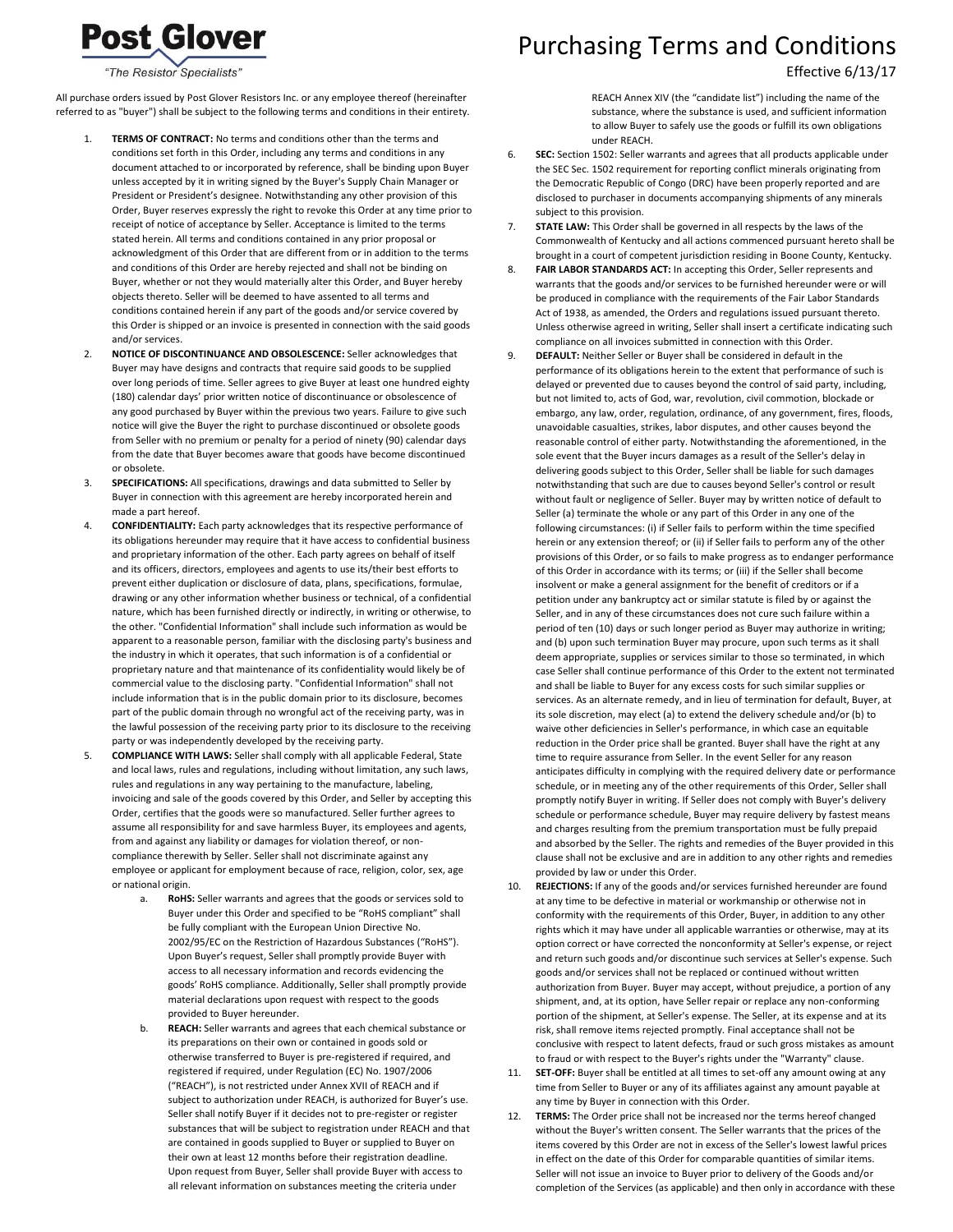# Post Glover

*"The Resistor Specialists"*

# Purchasing Terms and Conditions

Effective 6/13/17

All purchase orders issued by Post Glover Resistors Inc. or any employee thereof (hereinafter referred to as "buyer") shall be subject to the following terms and conditions in their entirety.

1. **TERMS OF CONTRACT:** No terms and conditions other than the terms and conditions set forth in this Order, including any terms and conditions in any document attached to or incorporated by reference, shall be binding upon Buyer unless accepted by it in writing signed by the Buyer's Supply Chain Manager or President or President's designee. Notwithstanding any other provision of this Order, Buyer reserves expressly the right to revoke this Order at any time prior to receipt of notice of acceptance by Seller. Acceptance is limited to the terms stated herein. All terms and conditions contained in any prior proposal or acknowledgment of this Order that are different from or in addition to the terms and conditions of this Order are hereby rejected and shall not be binding on Buyer, whether or not they would materially alter this Order, and Buyer hereby objects thereto. Seller will be deemed to have assented to all terms and conditions contained herein if any part of the goods and/or service covered by this Order is shipped or an invoice is presented in connection with the said goods and/or services.
2. **NOTICE OF DISCONTINUANCE AND OBSOLESCENCE:** Seller acknowledges that Buyer may have designs and contracts that require said goods to be supplied over long periods of time. Seller agrees to give Buyer at least one hundred eighty (180) calendar days' prior written notice of discontinuance or obsolescence of any good purchased by Buyer within the previous two years. Failure to give such notice will give the Buyer the right to purchase discontinued or obsolete goods from Seller with no premium or penalty for a period of ninety (90) calendar days from the date that Buyer becomes aware that goods have become discontinued or obsolete.
3. **SPECIFICATIONS:** All specifications, drawings and data submitted to Seller by Buyer in connection with this agreement are hereby incorporated herein and made a part hereof.
4. **CONFIDENTIALITY:** Each party acknowledges that its respective performance of its obligations hereunder may require that it have access to confidential business and proprietary information of the other. Each party agrees on behalf of itself and its officers, directors, employees and agents to use its/their best efforts to prevent either duplication or disclosure of data, plans, specifications, formulae, drawing or any other information whether business or technical, of a confidential nature, which has been furnished directly or indirectly, in writing or otherwise, to the other. "Confidential Information" shall include such information as would be apparent to a reasonable person, familiar with the disclosing party's business and the industry in which it operates, that such information is of a confidential or proprietary nature and that maintenance of its confidentiality would likely be of commercial value to the disclosing party. "Confidential Information" shall not include information that is in the public domain prior to its disclosure, becomes part of the public domain through no wrongful act of the receiving party, was in the lawful possession of the receiving party prior to its disclosure to the receiving party or was independently developed by the receiving party.
5. **COMPLIANCE WITH LAWS:** Seller shall comply with all applicable Federal, State and local laws, rules and regulations, including without limitation, any such laws, rules and regulations in any way pertaining to the manufacture, labeling, invoicing and sale of the goods covered by this Order, and Seller by accepting this Order, certifies that the goods were so manufactured. Seller further agrees to assume all responsibility for and save harmless Buyer, its employees and agents, from and against any liability or damages for violation thereof, or non-compliance therewith by Seller. Seller shall not discriminate against any employee or applicant for employment because of race, religion, color, sex, age or national origin.
   a. **RoHS:** Seller warrants and agrees that the goods or services sold to Buyer under this Order and specified to be "RoHS compliant" shall be fully compliant with the European Union Directive No. 2002/95/EC on the Restriction of Hazardous Substances ("RoHS"). Upon Buyer's request, Seller shall promptly provide Buyer with access to all necessary information and records evidencing the goods' RoHS compliance. Additionally, Seller shall promptly provide material declarations upon request with respect to the goods provided to Buyer hereunder.
   b. **REACH:** Seller warrants and agrees that each chemical substance or its preparations on their own or contained in goods sold or otherwise transferred to Buyer is pre-registered if required, and registered if required, under Regulation (EC) No. 1907/2006 ("REACH"), is not restricted under Annex XVII of REACH and if subject to authorization under REACH, is authorized for Buyer's use. Seller shall notify Buyer if it decides not to pre-register or register substances that will be subject to registration under REACH and that are contained in goods supplied to Buyer or supplied to Buyer on their own at least 12 months before their registration deadline. Upon request from Buyer, Seller shall provide Buyer with access to all relevant information on substances meeting the criteria under REACH Annex XIV (the "candidate list") including the name of the substance, where the substance is used, and sufficient information to allow Buyer to safely use the goods or fulfill its own obligations under REACH.
6. **SEC:** Section 1502: Seller warrants and agrees that all products applicable under the SEC Sec. 1502 requirement for reporting conflict minerals originating from the Democratic Republic of Congo (DRC) have been properly reported and are disclosed to purchaser in documents accompanying shipments of any minerals subject to this provision.
7. **STATE LAW:** This Order shall be governed in all respects by the laws of the Commonwealth of Kentucky and all actions commenced pursuant hereto shall be brought in a court of competent jurisdiction residing in Boone County, Kentucky.
8. **FAIR LABOR STANDARDS ACT:** In accepting this Order, Seller represents and warrants that the goods and/or services to be furnished hereunder were or will be produced in compliance with the requirements of the Fair Labor Standards Act of 1938, as amended, the Orders and regulations issued pursuant thereto. Unless otherwise agreed in writing, Seller shall insert a certificate indicating such compliance on all invoices submitted in connection with this Order.
9. **DEFAULT:** Neither Seller or Buyer shall be considered in default in the performance of its obligations herein to the extent that performance of such is delayed or prevented due to causes beyond the control of said party, including, but not limited to, acts of God, war, revolution, civil commotion, blockade or embargo, any law, order, regulation, ordinance, of any government, fires, floods, unavoidable casualties, strikes, labor disputes, and other causes beyond the reasonable control of either party. Notwithstanding the aforementioned, in the sole event that the Buyer incurs damages as a result of the Seller's delay in delivering goods subject to this Order, Seller shall be liable for such damages notwithstanding that such are due to causes beyond Seller's control or result without fault or negligence of Seller. Buyer may by written notice of default to Seller (a) terminate the whole or any part of this Order in any one of the following circumstances: (i) if Seller fails to perform within the time specified herein or any extension thereof; or (ii) if Seller fails to perform any of the other provisions of this Order, or so fails to make progress as to endanger performance of this Order in accordance with its terms; or (iii) if the Seller shall become insolvent or make a general assignment for the benefit of creditors or if a petition under any bankruptcy act or similar statute is filed by or against the Seller, and in any of these circumstances does not cure such failure within a period of ten (10) days or such longer period as Buyer may authorize in writing; and (b) upon such termination Buyer may procure, upon such terms as it shall deem appropriate, supplies or services similar to those so terminated, in which case Seller shall continue performance of this Order to the extent not terminated and shall be liable to Buyer for any excess costs for such similar supplies or services. As an alternate remedy, and in lieu of termination for default, Buyer, at its sole discretion, may elect (a) to extend the delivery schedule and/or (b) to waive other deficiencies in Seller's performance, in which case an equitable reduction in the Order price shall be granted. Buyer shall have the right at any time to require assurance from Seller. In the event Seller for any reason anticipates difficulty in complying with the required delivery date or performance schedule, or in meeting any of the other requirements of this Order, Seller shall promptly notify Buyer in writing. If Seller does not comply with Buyer's delivery schedule or performance schedule, Buyer may require delivery by fastest means and charges resulting from the premium transportation must be fully prepaid and absorbed by the Seller. The rights and remedies of the Buyer provided in this clause shall not be exclusive and are in addition to any other rights and remedies provided by law or under this Order.
10. **REJECTIONS:** If any of the goods and/or services furnished hereunder are found at any time to be defective in material or workmanship or otherwise not in conformity with the requirements of this Order, Buyer, in addition to any other rights which it may have under all applicable warranties or otherwise, may at its option correct or have corrected the nonconformity at Seller's expense, or reject and return such goods and/or discontinue such services at Seller's expense. Such goods and/or services shall not be replaced or continued without written authorization from Buyer. Buyer may accept, without prejudice, a portion of any shipment, and, at its option, have Seller repair or replace any non-conforming portion of the shipment, at Seller's expense. The Seller, at its expense and at its risk, shall remove items rejected promptly. Final acceptance shall not be conclusive with respect to latent defects, fraud or such gross mistakes as amount to fraud or with respect to the Buyer's rights under the "Warranty" clause.
11. **SET-OFF:** Buyer shall be entitled at all times to set-off any amount owing at any time from Seller to Buyer or any of its affiliates against any amount payable at any time by Buyer in connection with this Order.
12. **TERMS:** The Order price shall not be increased nor the terms hereof changed without the Buyer's written consent. The Seller warrants that the prices of the items covered by this Order are not in excess of the Seller's lowest lawful prices in effect on the date of this Order for comparable quantities of similar items. Seller will not issue an invoice to Buyer prior to delivery of the Goods and/or completion of the Services (as applicable) and then only in accordance with these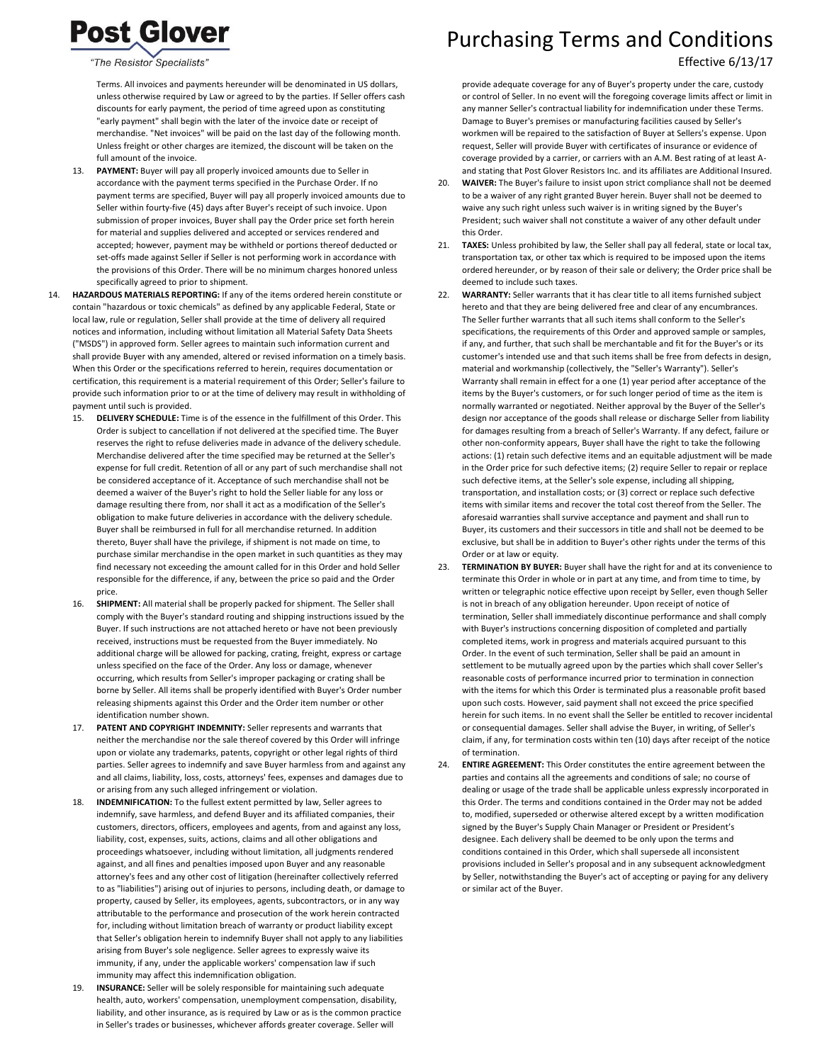Terms. All invoices and payments hereunder will be denominated in US dollars, unless otherwise required by Law or agreed to by the parties. If Seller offers cash discounts for early payment, the period of time agreed upon as constituting "early payment" shall begin with the later of the invoice date or receipt of merchandise. "Net invoices" will be paid on the last day of the following month. Unless freight or other charges are itemized, the discount will be taken on the full amount of the invoice.

13. **PAYMENT:** Buyer will pay all properly invoiced amounts due to Seller in accordance with the payment terms specified in the Purchase Order. If no payment terms are specified, Buyer will pay all properly invoiced amounts due to Seller within fourty-five (45) days after Buyer's receipt of such invoice. Upon submission of proper invoices, Buyer shall pay the Order price set forth herein for material and supplies delivered and accepted or services rendered and accepted; however, payment may be withheld or portions thereof deducted or set-offs made against Seller if Seller is not performing work in accordance with the provisions of this Order. There will be no minimum charges honored unless specifically agreed to prior to shipment.

14. **HAZARDOUS MATERIALS REPORTING:** If any of the items ordered herein constitute or contain "hazardous or toxic chemicals" as defined by any applicable Federal, State or local law, rule or regulation, Seller shall provide at the time of delivery all required notices and information, including without limitation all Material Safety Data Sheets ("MSDS") in approved form. Seller agrees to maintain such information current and shall provide Buyer with any amended, altered or revised information on a timely basis. When this Order or the specifications referred to herein, requires documentation or certification, this requirement is a material requirement of this Order; Seller's failure to provide such information prior to or at the time of delivery may result in withholding of payment until such is provided.

15. **DELIVERY SCHEDULE:** Time is of the essence in the fulfillment of this Order. This Order is subject to cancellation if not delivered at the specified time. The Buyer reserves the right to refuse deliveries made in advance of the delivery schedule. Merchandise delivered after the time specified may be returned at the Seller's expense for full credit. Retention of all or any part of such merchandise shall not be considered acceptance of it. Acceptance of such merchandise shall not be deemed a waiver of the Buyer's right to hold the Seller liable for any loss or damage resulting there from, nor shall it act as a modification of the Seller's obligation to make future deliveries in accordance with the delivery schedule. Buyer shall be reimbursed in full for all merchandise returned. In addition thereto, Buyer shall have the privilege, if shipment is not made on time, to purchase similar merchandise in the open market in such quantities as they may find necessary not exceeding the amount called for in this Order and hold Seller responsible for the difference, if any, between the price so paid and the Order price.

16. **SHIPMENT:** All material shall be properly packed for shipment. The Seller shall comply with the Buyer's standard routing and shipping instructions issued by the Buyer. If such instructions are not attached hereto or have not been previously received, instructions must be requested from the Buyer immediately. No additional charge will be allowed for packing, crating, freight, express or cartage unless specified on the face of the Order. Any loss or damage, whenever occurring, which results from Seller's improper packaging or crating shall be borne by Seller. All items shall be properly identified with Buyer's Order number releasing shipments against this Order and the Order item number or other identification number shown.

17. **PATENT AND COPYRIGHT INDEMNITY:** Seller represents and warrants that neither the merchandise nor the sale thereof covered by this Order will infringe upon or violate any trademarks, patents, copyright or other legal rights of third parties. Seller agrees to indemnify and save Buyer harmless from and against any and all claims, liability, loss, costs, attorneys' fees, expenses and damages due to or arising from any such alleged infringement or violation.

18. **INDEMNIFICATION:** To the fullest extent permitted by law, Seller agrees to indemnify, save harmless, and defend Buyer and its affiliated companies, their customers, directors, officers, employees and agents, from and against any loss, liability, cost, expenses, suits, actions, claims and all other obligations and proceedings whatsoever, including without limitation, all judgments rendered against, and all fines and penalties imposed upon Buyer and any reasonable attorney's fees and any other cost of litigation (hereinafter collectively referred to as "liabilities") arising out of injuries to persons, including death, or damage to property, caused by Seller, its employees, agents, subcontractors, or in any way attributable to the performance and prosecution of the work herein contracted for, including without limitation breach of warranty or product liability except that Seller's obligation herein to indemnify Buyer shall not apply to any liabilities arising from Buyer's sole negligence. Seller agrees to expressly waive its immunity, if any, under the applicable workers' compensation law if such immunity may affect this indemnification obligation.

19. **INSURANCE:** Seller will be solely responsible for maintaining such adequate health, auto, workers' compensation, unemployment compensation, disability, liability, and other insurance, as is required by Law or as is the common practice in Seller's trades or businesses, whichever affords greater coverage. Seller will provide adequate coverage for any of Buyer's property under the care, custody or control of Seller. In no event will the foregoing coverage limits affect or limit in any manner Seller's contractual liability for indemnification under these Terms. Damage to Buyer's premises or manufacturing facilities caused by Seller's workmen will be repaired to the satisfaction of Buyer at Sellers's expense. Upon request, Seller will provide Buyer with certificates of insurance or evidence of coverage provided by a carrier, or carriers with an A.M. Best rating of at least A- and stating that Post Glover Resistors Inc. and its affiliates are Additional Insured.

20. **WAIVER:** The Buyer's failure to insist upon strict compliance shall not be deemed to be a waiver of any right granted Buyer herein. Buyer shall not be deemed to waive any such right unless such waiver is in writing signed by the Buyer's President; such waiver shall not constitute a waiver of any other default under this Order.

21. **TAXES:** Unless prohibited by law, the Seller shall pay all federal, state or local tax, transportation tax, or other tax which is required to be imposed upon the items ordered hereunder, or by reason of their sale or delivery; the Order price shall be deemed to include such taxes.

22. **WARRANTY:** Seller warrants that it has clear title to all items furnished subject hereto and that they are being delivered free and clear of any encumbrances. The Seller further warrants that all such items shall conform to the Seller's specifications, the requirements of this Order and approved sample or samples, if any, and further, that such shall be merchantable and fit for the Buyer's or its customer's intended use and that such items shall be free from defects in design, material and workmanship (collectively, the "Seller's Warranty"). Seller's Warranty shall remain in effect for a one (1) year period after acceptance of the items by the Buyer's customers, or for such longer period of time as the item is normally warranted or negotiated. Neither approval by the Buyer of the Seller's design nor acceptance of the goods shall release or discharge Seller from liability for damages resulting from a breach of Seller's Warranty. If any defect, failure or other non-conformity appears, Buyer shall have the right to take the following actions: (1) retain such defective items and an equitable adjustment will be made in the Order price for such defective items; (2) require Seller to repair or replace such defective items, at the Seller's sole expense, including all shipping, transportation, and installation costs; or (3) correct or replace such defective items with similar items and recover the total cost thereof from the Seller. The aforesaid warranties shall survive acceptance and payment and shall run to Buyer, its customers and their successors in title and shall not be deemed to be exclusive, but shall be in addition to Buyer's other rights under the terms of this Order or at law or equity.

23. **TERMINATION BY BUYER:** Buyer shall have the right for and at its convenience to terminate this Order in whole or in part at any time, and from time to time, by written or telegraphic notice effective upon receipt by Seller, even though Seller is not in breach of any obligation hereunder. Upon receipt of notice of termination, Seller shall immediately discontinue performance and shall comply with Buyer's instructions concerning disposition of completed and partially completed items, work in progress and materials acquired pursuant to this Order. In the event of such termination, Seller shall be paid an amount in settlement to be mutually agreed upon by the parties which shall cover Seller's reasonable costs of performance incurred prior to termination in connection with the items for which this Order is terminated plus a reasonable profit based upon such costs. However, said payment shall not exceed the price specified herein for such items. In no event shall the Seller be entitled to recover incidental or consequential damages. Seller shall advise the Buyer, in writing, of Seller's claim, if any, for termination costs within ten (10) days after receipt of the notice of termination.

24. **ENTIRE AGREEMENT:** This Order constitutes the entire agreement between the parties and contains all the agreements and conditions of sale; no course of dealing or usage of the trade shall be applicable unless expressly incorporated in this Order. The terms and conditions contained in the Order may not be added to, modified, superseded or otherwise altered except by a written modification signed by the Buyer's Supply Chain Manager or President or President's designee. Each delivery shall be deemed to be only upon the terms and conditions contained in this Order, which shall supersede all inconsistent provisions included in Seller's proposal and in any subsequent acknowledgment by Seller, notwithstanding the Buyer's act of accepting or paying for any delivery or similar act of the Buyer.